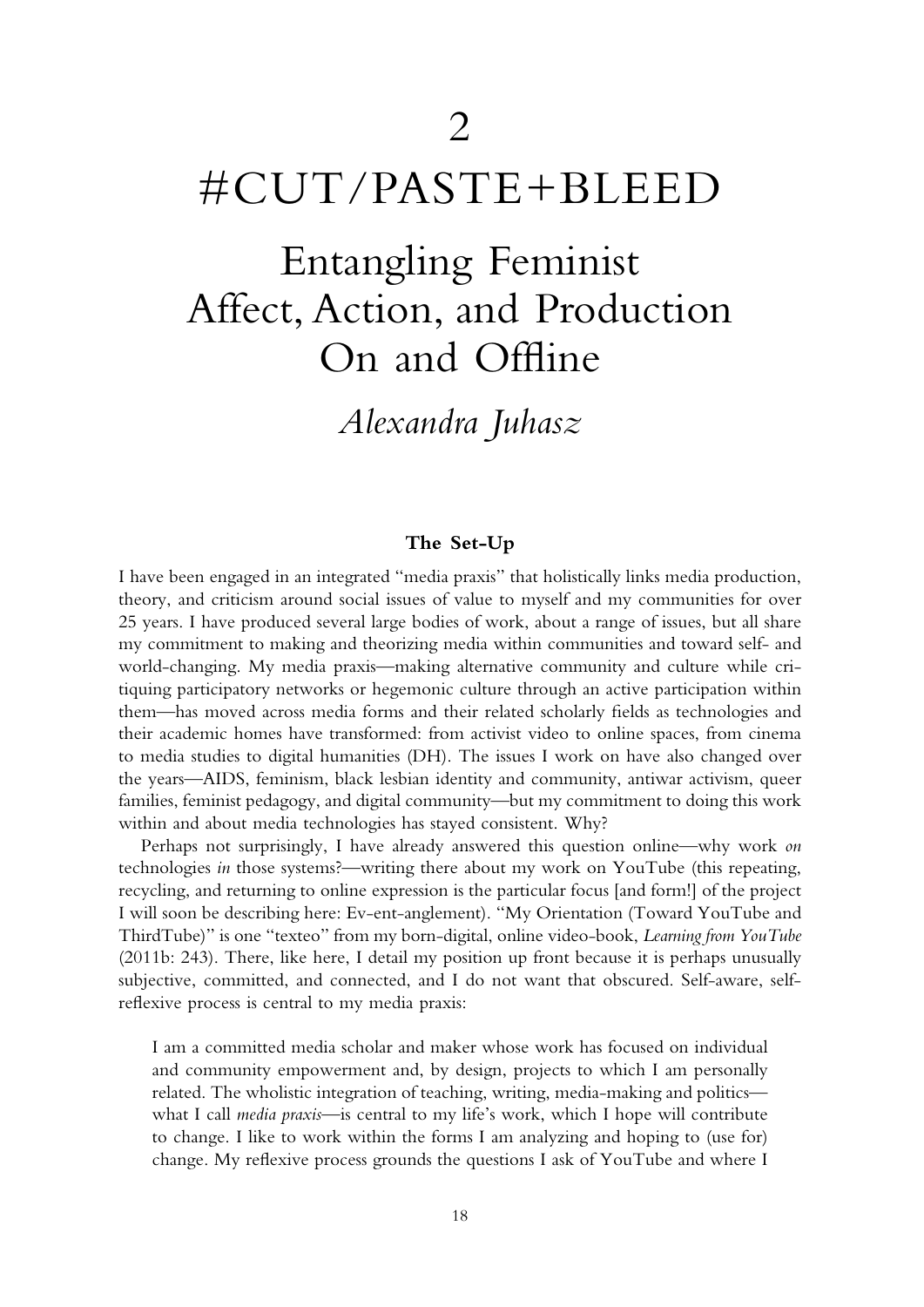# 2

# #CUT/PASTE+BLEED

## Entangling Feminist Affect, Action, and Production On and Offline

*Alexandra Juhasz*

### The Set-Up

I have been engaged in an integrated "media praxis" that holistically links media production, theory, and criticism around social issues of value to myself and my communities for over 25 years. I have produced several large bodies of work, about a range of issues, but all share my commitment to making and theorizing media within communities and toward self- and world-changing. My media praxis—making alternative community and culture while critiquing participatory networks or hegemonic culture through an active participation within them—has moved across media forms and their related scholarly fields as technologies and their academic homes have transformed: from activist video to online spaces, from cinema to media studies to digital humanities (DH). The issues I work on have also changed over the years—AIDS, feminism, black lesbian identity and community, antiwar activism, queer families, feminist pedagogy, and digital community—but my commitment to doing this work within and about media technologies has stayed consistent. Why?

Perhaps not surprisingly, I have already answered this question online—why work *on* technologies *in* those systems?—writing there about my work on YouTube (this repeating, recycling, and returning to online expression is the particular focus [and form!] of the project I will soon be describing here: Ev-ent-anglement). "My Orientation (Toward YouTube and ThirdTube)" is one "texteo" from my born-digital, online video-book, *Learning from YouTube* (2011b: 243). There, like here, I detail my position up front because it is perhaps unusually subjective, committed, and connected, and I do not want that obscured. Self-aware, self-reflexive process is central to my media praxis:

> I am a committed media scholar and maker whose work has focused on individual and community empowerment and, by design, projects to which I am personally related. The wholistic integration of teaching, writing, media-making and politics—what I call *media praxis*—is central to my life's work, which I hope will contribute to change. I like to work within the forms I am analyzing and hoping to (use for) change. My reflexive process grounds the questions I ask of YouTube and where I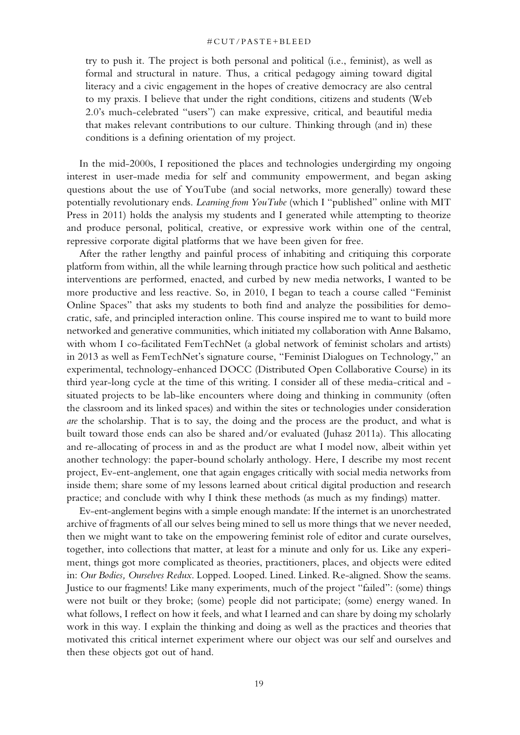try to push it. The project is both personal and political (i.e., feminist), as well as formal and structural in nature. Thus, a critical pedagogy aiming toward digital literacy and a civic engagement in the hopes of creative democracy are also central to my praxis. I believe that under the right conditions, citizens and students (Web 2.0's much-celebrated "users") can make expressive, critical, and beautiful media that makes relevant contributions to our culture. Thinking through (and in) these conditions is a defining orientation of my project.

In the mid-2000s, I repositioned the places and technologies undergirding my ongoing interest in user-made media for self and community empowerment, and began asking questions about the use of YouTube (and social networks, more generally) toward these potentially revolutionary ends. *Learning from YouTube* (which I "published" online with MIT Press in 2011) holds the analysis my students and I generated while attempting to theorize and produce personal, political, creative, or expressive work within one of the central, repressive corporate digital platforms that we have been given for free.

After the rather lengthy and painful process of inhabiting and critiquing this corporate platform from within, all the while learning through practice how such political and aesthetic interventions are performed, enacted, and curbed by new media networks, I wanted to be more productive and less reactive. So, in 2010, I began to teach a course called "Feminist Online Spaces" that asks my students to both find and analyze the possibilities for democratic, safe, and principled interaction online. This course inspired me to want to build more networked and generative communities, which initiated my collaboration with Anne Balsamo, with whom I co-facilitated FemTechNet (a global network of feminist scholars and artists) in 2013 as well as FemTechNet's signature course, "Feminist Dialogues on Technology," an experimental, technology-enhanced DOCC (Distributed Open Collaborative Course) in its third year-long cycle at the time of this writing. I consider all of these media-critical and -situated projects to be lab-like encounters where doing and thinking in community (often the classroom and its linked spaces) and within the sites or technologies under consideration *are* the scholarship. That is to say, the doing and the process are the product, and what is built toward those ends can also be shared and/or evaluated (Juhasz 2011a). This allocating and re-allocating of process in and as the product are what I model now, albeit within yet another technology: the paper-bound scholarly anthology. Here, I describe my most recent project, Ev-ent-anglement, one that again engages critically with social media networks from inside them; share some of my lessons learned about critical digital production and research practice; and conclude with why I think these methods (as much as my findings) matter.

Ev-ent-anglement begins with a simple enough mandate: If the internet is an unorchestrated archive of fragments of all our selves being mined to sell us more things that we never needed, then we might want to take on the empowering feminist role of editor and curate ourselves, together, into collections that matter, at least for a minute and only for us. Like any experiment, things got more complicated as theories, practitioners, places, and objects were edited in: *Our Bodies, Ourselves Redux*. Lopped. Looped. Lined. Linked. Re-aligned. Show the seams. Justice to our fragments! Like many experiments, much of the project "failed": (some) things were not built or they broke; (some) people did not participate; (some) energy waned. In what follows, I reflect on how it feels, and what I learned and can share by doing my scholarly work in this way. I explain the thinking and doing as well as the practices and theories that motivated this critical internet experiment where our object was our self and ourselves and then these objects got out of hand.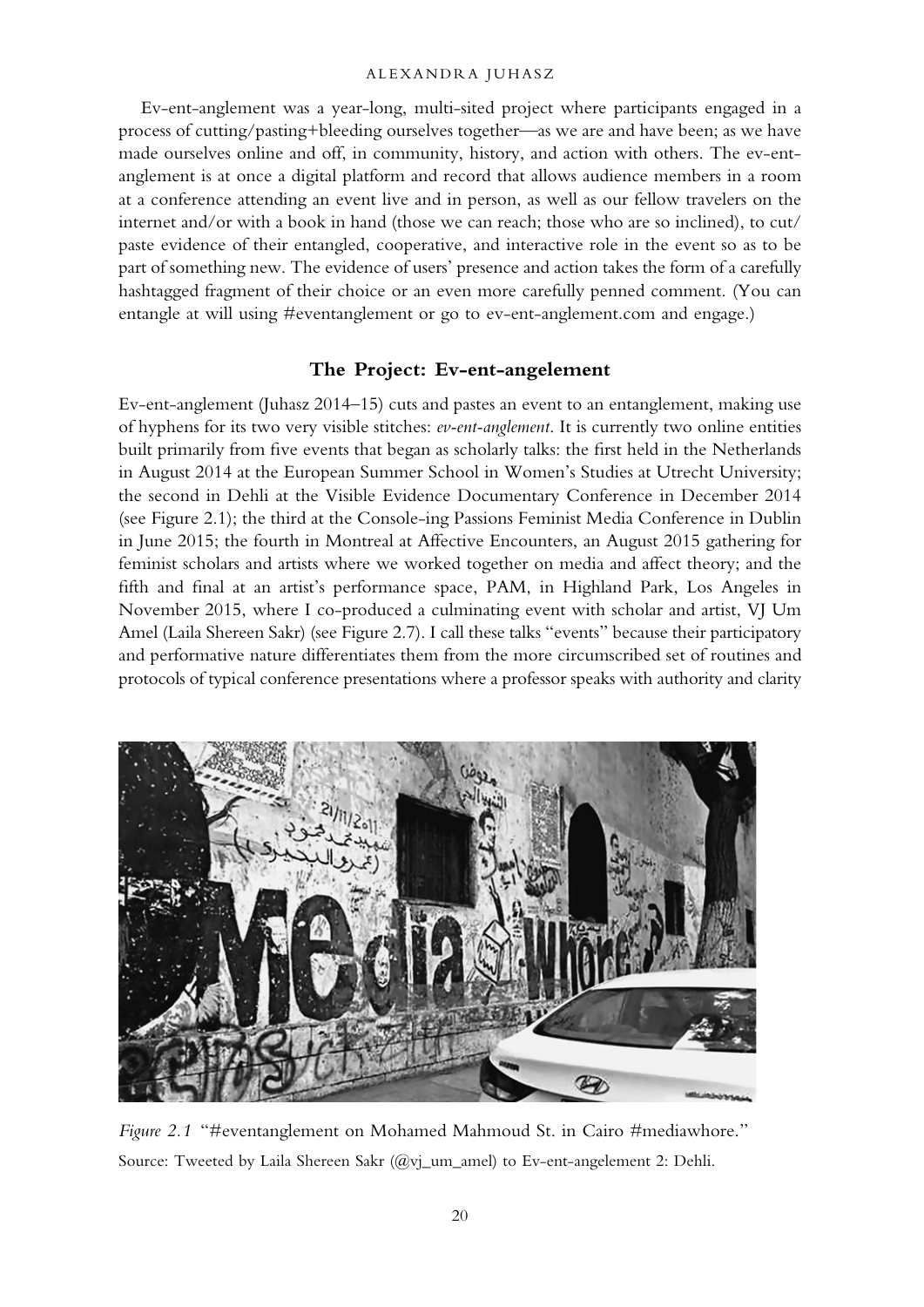Ev-ent-anglement was a year-long, multi-sited project where participants engaged in a process of cutting/pasting+bleeding ourselves together—as we are and have been; as we have made ourselves online and off, in community, history, and action with others. The ev-ent-anglement is at once a digital platform and record that allows audience members in a room at a conference attending an event live and in person, as well as our fellow travelers on the internet and/or with a book in hand (those we can reach; those who are so inclined), to cut/paste evidence of their entangled, cooperative, and interactive role in the event so as to be part of something new. The evidence of users' presence and action takes the form of a carefully hashtagged fragment of their choice or an even more carefully penned comment. (You can entangle at will using #eventanglement or go to ev-ent-anglement.com and engage.)

## The Project: Ev-ent-angelement

Ev-ent-anglement (Juhasz 2014–15) cuts and pastes an event to an entanglement, making use of hyphens for its two very visible stitches: *ev-ent-anglement*. It is currently two online entities built primarily from five events that began as scholarly talks: the first held in the Netherlands in August 2014 at the European Summer School in Women's Studies at Utrecht University; the second in Dehli at the Visible Evidence Documentary Conference in December 2014 (see Figure 2.1); the third at the Console-ing Passions Feminist Media Conference in Dublin in June 2015; the fourth in Montreal at Affective Encounters, an August 2015 gathering for feminist scholars and artists where we worked together on media and affect theory; and the fifth and final at an artist's performance space, PAM, in Highland Park, Los Angeles in November 2015, where I co-produced a culminating event with scholar and artist, VJ Um Amel (Laila Shereen Sakr) (see Figure 2.7). I call these talks "events" because their participatory and performative nature differentiates them from the more circumscribed set of routines and protocols of typical conference presentations where a professor speaks with authority and clarity

*Figure 2.1* "#eventanglement on Mohamed Mahmoud St. in Cairo #mediawhore."
Source: Tweeted by Laila Shereen Sakr (@vj_um_amel) to Ev-ent-angelement 2: Dehli.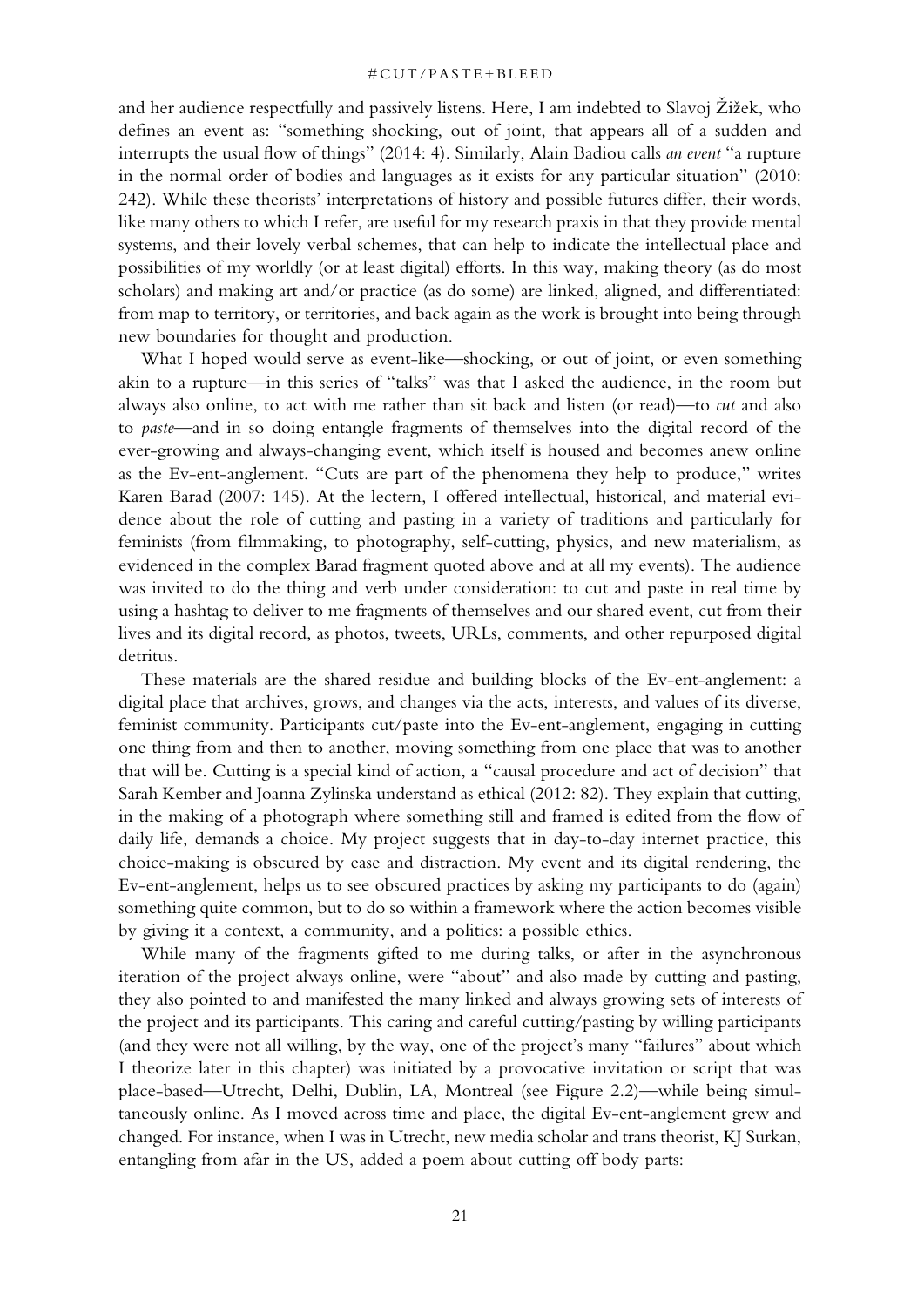and her audience respectfully and passively listens. Here, I am indebted to Slavoj Žižek, who defines an event as: "something shocking, out of joint, that appears all of a sudden and interrupts the usual flow of things" (2014: 4). Similarly, Alain Badiou calls *an event* "a rupture in the normal order of bodies and languages as it exists for any particular situation" (2010: 242). While these theorists' interpretations of history and possible futures differ, their words, like many others to which I refer, are useful for my research praxis in that they provide mental systems, and their lovely verbal schemes, that can help to indicate the intellectual place and possibilities of my worldly (or at least digital) efforts. In this way, making theory (as do most scholars) and making art and/or practice (as do some) are linked, aligned, and differentiated: from map to territory, or territories, and back again as the work is brought into being through new boundaries for thought and production.

What I hoped would serve as event-like—shocking, or out of joint, or even something akin to a rupture—in this series of "talks" was that I asked the audience, in the room but always also online, to act with me rather than sit back and listen (or read)—to *cut* and also to *paste*—and in so doing entangle fragments of themselves into the digital record of the ever-growing and always-changing event, which itself is housed and becomes anew online as the Ev-ent-anglement. "Cuts are part of the phenomena they help to produce," writes Karen Barad (2007: 145). At the lectern, I offered intellectual, historical, and material evidence about the role of cutting and pasting in a variety of traditions and particularly for feminists (from filmmaking, to photography, self-cutting, physics, and new materialism, as evidenced in the complex Barad fragment quoted above and at all my events). The audience was invited to do the thing and verb under consideration: to cut and paste in real time by using a hashtag to deliver to me fragments of themselves and our shared event, cut from their lives and its digital record, as photos, tweets, URLs, comments, and other repurposed digital detritus.

These materials are the shared residue and building blocks of the Ev-ent-anglement: a digital place that archives, grows, and changes via the acts, interests, and values of its diverse, feminist community. Participants cut/paste into the Ev-ent-anglement, engaging in cutting one thing from and then to another, moving something from one place that was to another that will be. Cutting is a special kind of action, a "causal procedure and act of decision" that Sarah Kember and Joanna Zylinska understand as ethical (2012: 82). They explain that cutting, in the making of a photograph where something still and framed is edited from the flow of daily life, demands a choice. My project suggests that in day-to-day internet practice, this choice-making is obscured by ease and distraction. My event and its digital rendering, the Ev-ent-anglement, helps us to see obscured practices by asking my participants to do (again) something quite common, but to do so within a framework where the action becomes visible by giving it a context, a community, and a politics: a possible ethics.

While many of the fragments gifted to me during talks, or after in the asynchronous iteration of the project always online, were "about" and also made by cutting and pasting, they also pointed to and manifested the many linked and always growing sets of interests of the project and its participants. This caring and careful cutting/pasting by willing participants (and they were not all willing, by the way, one of the project's many "failures" about which I theorize later in this chapter) was initiated by a provocative invitation or script that was place-based—Utrecht, Delhi, Dublin, LA, Montreal (see Figure 2.2)—while being simultaneously online. As I moved across time and place, the digital Ev-ent-anglement grew and changed. For instance, when I was in Utrecht, new media scholar and trans theorist, KJ Surkan, entangling from afar in the US, added a poem about cutting off body parts: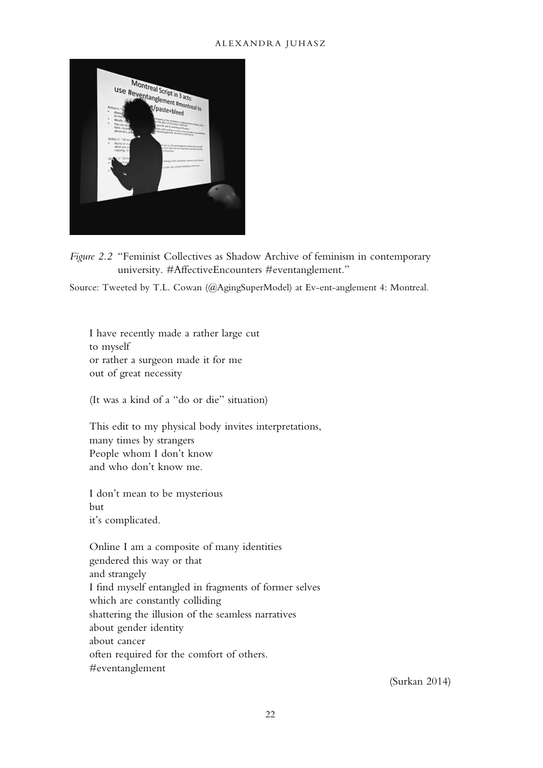*Figure 2.2* "Feminist Collectives as Shadow Archive of feminism in contemporary university. #AffectiveEncounters #eventanglement."

Source: Tweeted by T.L. Cowan (@AgingSuperModel) at Ev-ent-anglement 4: Montreal.

I have recently made a rather large cut  
to myself  
or rather a surgeon made it for me  
out of great necessity

(It was a kind of a "do or die" situation)

This edit to my physical body invites interpretations,  
many times by strangers  
People whom I don't know  
and who don't know me.

I don't mean to be mysterious  
but  
it's complicated.

Online I am a composite of many identities  
gendered this way or that  
and strangely  
I find myself entangled in fragments of former selves  
which are constantly colliding  
shattering the illusion of the seamless narratives  
about gender identity  
about cancer  
often required for the comfort of others.  
#eventanglement

(Surkan 2014)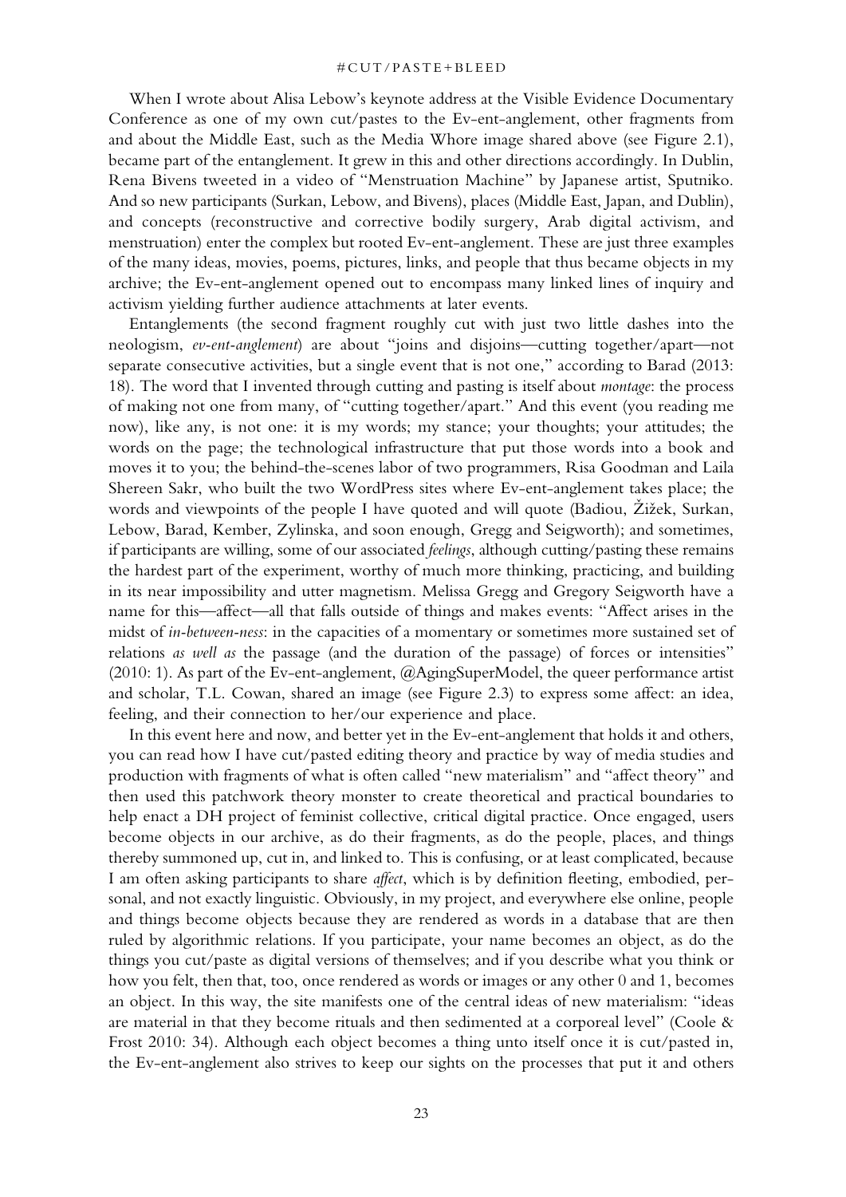When I wrote about Alisa Lebow's keynote address at the Visible Evidence Documentary Conference as one of my own cut/pastes to the Ev-ent-anglement, other fragments from and about the Middle East, such as the Media Whore image shared above (see Figure 2.1), became part of the entanglement. It grew in this and other directions accordingly. In Dublin, Rena Bivens tweeted in a video of "Menstruation Machine" by Japanese artist, Sputniko. And so new participants (Surkan, Lebow, and Bivens), places (Middle East, Japan, and Dublin), and concepts (reconstructive and corrective bodily surgery, Arab digital activism, and menstruation) enter the complex but rooted Ev-ent-anglement. These are just three examples of the many ideas, movies, poems, pictures, links, and people that thus became objects in my archive; the Ev-ent-anglement opened out to encompass many linked lines of inquiry and activism yielding further audience attachments at later events.

Entanglements (the second fragment roughly cut with just two little dashes into the neologism, *ev-ent-anglement*) are about "joins and disjoins—cutting together/apart—not separate consecutive activities, but a single event that is not one," according to Barad (2013: 18). The word that I invented through cutting and pasting is itself about *montage*: the process of making not one from many, of "cutting together/apart." And this event (you reading me now), like any, is not one: it is my words; my stance; your thoughts; your attitudes; the words on the page; the technological infrastructure that put those words into a book and moves it to you; the behind-the-scenes labor of two programmers, Risa Goodman and Laila Shereen Sakr, who built the two WordPress sites where Ev-ent-anglement takes place; the words and viewpoints of the people I have quoted and will quote (Badiou, Žižek, Surkan, Lebow, Barad, Kember, Zylinska, and soon enough, Gregg and Seigworth); and sometimes, if participants are willing, some of our associated *feelings*, although cutting/pasting these remains the hardest part of the experiment, worthy of much more thinking, practicing, and building in its near impossibility and utter magnetism. Melissa Gregg and Gregory Seigworth have a name for this—affect—all that falls outside of things and makes events: "Affect arises in the midst of *in-between-ness*: in the capacities of a momentary or sometimes more sustained set of relations *as well as* the passage (and the duration of the passage) of forces or intensities" (2010: 1). As part of the Ev-ent-anglement, @AgingSuperModel, the queer performance artist and scholar, T.L. Cowan, shared an image (see Figure 2.3) to express some affect: an idea, feeling, and their connection to her/our experience and place.

In this event here and now, and better yet in the Ev-ent-anglement that holds it and others, you can read how I have cut/pasted editing theory and practice by way of media studies and production with fragments of what is often called "new materialism" and "affect theory" and then used this patchwork theory monster to create theoretical and practical boundaries to help enact a DH project of feminist collective, critical digital practice. Once engaged, users become objects in our archive, as do their fragments, as do the people, places, and things thereby summoned up, cut in, and linked to. This is confusing, or at least complicated, because I am often asking participants to share *affect*, which is by definition fleeting, embodied, personal, and not exactly linguistic. Obviously, in my project, and everywhere else online, people and things become objects because they are rendered as words in a database that are then ruled by algorithmic relations. If you participate, your name becomes an object, as do the things you cut/paste as digital versions of themselves; and if you describe what you think or how you felt, then that, too, once rendered as words or images or any other 0 and 1, becomes an object. In this way, the site manifests one of the central ideas of new materialism: "ideas are material in that they become rituals and then sedimented at a corporeal level" (Coole & Frost 2010: 34). Although each object becomes a thing unto itself once it is cut/pasted in, the Ev-ent-anglement also strives to keep our sights on the processes that put it and others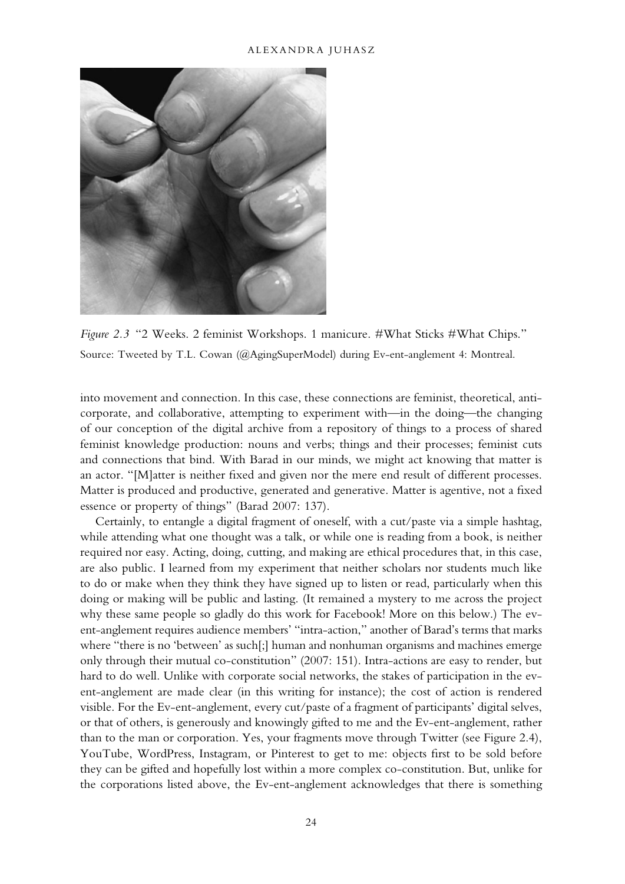*Figure 2.3* "2 Weeks. 2 feminist Workshops. 1 manicure. #What Sticks #What Chips."

Source: Tweeted by T.L. Cowan (@AgingSuperModel) during Ev-ent-anglement 4: Montreal.

into movement and connection. In this case, these connections are feminist, theoretical, anti-corporate, and collaborative, attempting to experiment with—in the doing—the changing of our conception of the digital archive from a repository of things to a process of shared feminist knowledge production: nouns and verbs; things and their processes; feminist cuts and connections that bind. With Barad in our minds, we might act knowing that matter is an actor. "[M]atter is neither fixed and given nor the mere end result of different processes. Matter is produced and productive, generated and generative. Matter is agentive, not a fixed essence or property of things" (Barad 2007: 137).

Certainly, to entangle a digital fragment of oneself, with a cut/paste via a simple hashtag, while attending what one thought was a talk, or while one is reading from a book, is neither required nor easy. Acting, doing, cutting, and making are ethical procedures that, in this case, are also public. I learned from my experiment that neither scholars nor students much like to do or make when they think they have signed up to listen or read, particularly when this doing or making will be public and lasting. (It remained a mystery to me across the project why these same people so gladly do this work for Facebook! More on this below.) The ev-ent-anglement requires audience members' "intra-action," another of Barad's terms that marks where "there is no 'between' as such[;] human and nonhuman organisms and machines emerge only through their mutual co-constitution" (2007: 151). Intra-actions are easy to render, but hard to do well. Unlike with corporate social networks, the stakes of participation in the ev-ent-anglement are made clear (in this writing for instance); the cost of action is rendered visible. For the Ev-ent-anglement, every cut/paste of a fragment of participants' digital selves, or that of others, is generously and knowingly gifted to me and the Ev-ent-anglement, rather than to the man or corporation. Yes, your fragments move through Twitter (see Figure 2.4), YouTube, WordPress, Instagram, or Pinterest to get to me: objects first to be sold before they can be gifted and hopefully lost within a more complex co-constitution. But, unlike for the corporations listed above, the Ev-ent-anglement acknowledges that there is something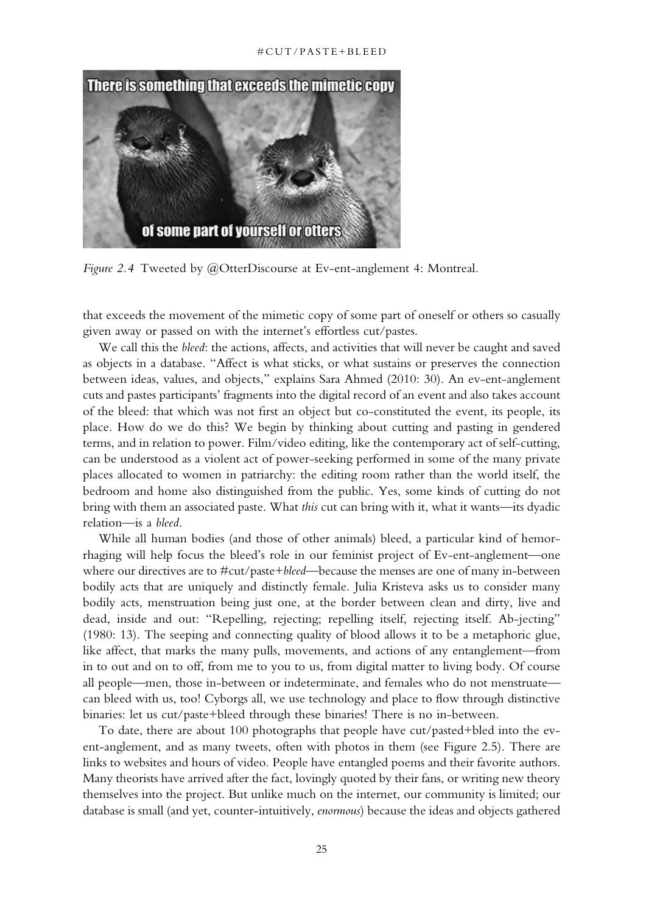*Figure 2.4* Tweeted by @OtterDiscourse at Ev-ent-anglement 4: Montreal.

that exceeds the movement of the mimetic copy of some part of oneself or others so casually given away or passed on with the internet's effortless cut/pastes.

We call this the *bleed*: the actions, affects, and activities that will never be caught and saved as objects in a database. "Affect is what sticks, or what sustains or preserves the connection between ideas, values, and objects," explains Sara Ahmed (2010: 30). An ev-ent-anglement cuts and pastes participants' fragments into the digital record of an event and also takes account of the bleed: that which was not first an object but co-constituted the event, its people, its place. How do we do this? We begin by thinking about cutting and pasting in gendered terms, and in relation to power. Film/video editing, like the contemporary act of self-cutting, can be understood as a violent act of power-seeking performed in some of the many private places allocated to women in patriarchy: the editing room rather than the world itself, the bedroom and home also distinguished from the public. Yes, some kinds of cutting do not bring with them an associated paste. What *this* cut can bring with it, what it wants—its dyadic relation—is a *bleed*.

While all human bodies (and those of other animals) bleed, a particular kind of hemorrhaging will help focus the bleed's role in our feminist project of Ev-ent-anglement—one where our directives are to #cut/paste+*bleed*—because the menses are one of many in-between bodily acts that are uniquely and distinctly female. Julia Kristeva asks us to consider many bodily acts, menstruation being just one, at the border between clean and dirty, live and dead, inside and out: "Repelling, rejecting; repelling itself, rejecting itself. Ab-jecting" (1980: 13). The seeping and connecting quality of blood allows it to be a metaphoric glue, like affect, that marks the many pulls, movements, and actions of any entanglement—from in to out and on to off, from me to you to us, from digital matter to living body. Of course all people—men, those in-between or indeterminate, and females who do not menstruate—can bleed with us, too! Cyborgs all, we use technology and place to flow through distinctive binaries: let us cut/paste+bleed through these binaries! There is no in-between.

To date, there are about 100 photographs that people have cut/pasted+bled into the ev-ent-anglement, and as many tweets, often with photos in them (see Figure 2.5). There are links to websites and hours of video. People have entangled poems and their favorite authors. Many theorists have arrived after the fact, lovingly quoted by their fans, or writing new theory themselves into the project. But unlike much on the internet, our community is limited; our database is small (and yet, counter-intuitively, *enormous*) because the ideas and objects gathered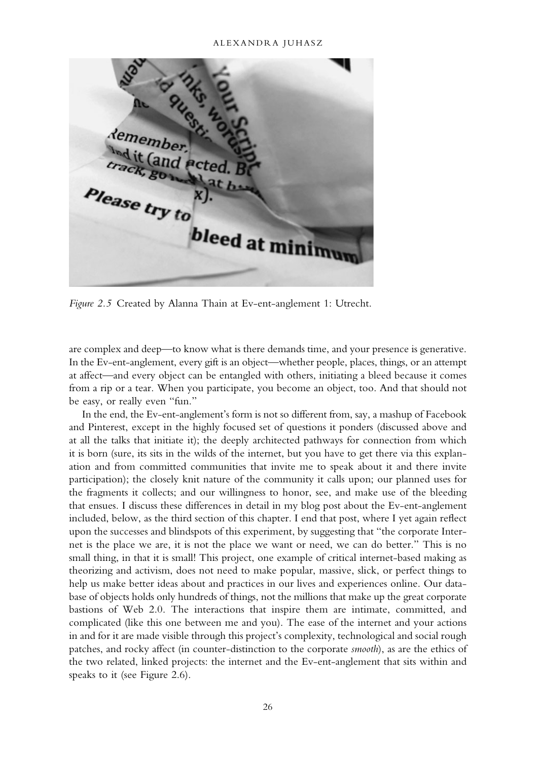*Figure 2.5* Created by Alanna Thain at Ev-ent-anglement 1: Utrecht.

are complex and deep—to know what is there demands time, and your presence is generative. In the Ev-ent-anglement, every gift is an object—whether people, places, things, or an attempt at affect—and every object can be entangled with others, initiating a bleed because it comes from a rip or a tear. When you participate, you become an object, too. And that should not be easy, or really even "fun."

In the end, the Ev-ent-anglement's form is not so different from, say, a mashup of Facebook and Pinterest, except in the highly focused set of questions it ponders (discussed above and at all the talks that initiate it); the deeply architected pathways for connection from which it is born (sure, its sits in the wilds of the internet, but you have to get there via this explanation and from committed communities that invite me to speak about it and there invite participation); the closely knit nature of the community it calls upon; our planned uses for the fragments it collects; and our willingness to honor, see, and make use of the bleeding that ensues. I discuss these differences in detail in my blog post about the Ev-ent-anglement included, below, as the third section of this chapter. I end that post, where I yet again reflect upon the successes and blindspots of this experiment, by suggesting that "the corporate Internet is the place we are, it is not the place we want or need, we can do better." This is no small thing, in that it is small! This project, one example of critical internet-based making as theorizing and activism, does not need to make popular, massive, slick, or perfect things to help us make better ideas about and practices in our lives and experiences online. Our database of objects holds only hundreds of things, not the millions that make up the great corporate bastions of Web 2.0. The interactions that inspire them are intimate, committed, and complicated (like this one between me and you). The ease of the internet and your actions in and for it are made visible through this project's complexity, technological and social rough patches, and rocky affect (in counter-distinction to the corporate *smooth*), as are the ethics of the two related, linked projects: the internet and the Ev-ent-anglement that sits within and speaks to it (see Figure 2.6).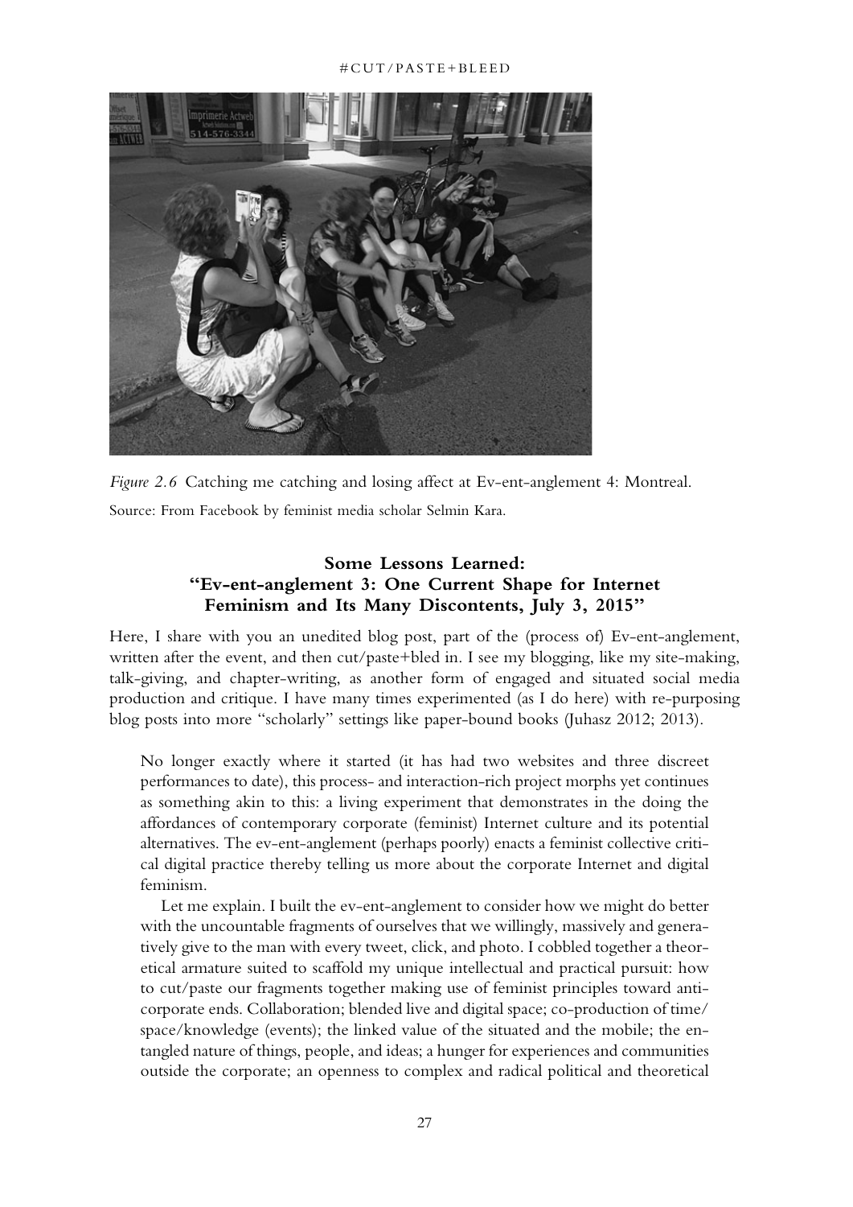*Figure 2.6* Catching me catching and losing affect at Ev-ent-anglement 4: Montreal.

Source: From Facebook by feminist media scholar Selmin Kara.

### Some Lessons Learned: "Ev-ent-anglement 3: One Current Shape for Internet Feminism and Its Many Discontents, July 3, 2015"

Here, I share with you an unedited blog post, part of the (process of) Ev-ent-anglement, written after the event, and then cut/paste+bled in. I see my blogging, like my site-making, talk-giving, and chapter-writing, as another form of engaged and situated social media production and critique. I have many times experimented (as I do here) with re-purposing blog posts into more "scholarly" settings like paper-bound books (Juhasz 2012; 2013).

> No longer exactly where it started (it has had two websites and three discreet performances to date), this process- and interaction-rich project morphs yet continues as something akin to this: a living experiment that demonstrates in the doing the affordances of contemporary corporate (feminist) Internet culture and its potential alternatives. The ev-ent-anglement (perhaps poorly) enacts a feminist collective critical digital practice thereby telling us more about the corporate Internet and digital feminism.
>
> Let me explain. I built the ev-ent-anglement to consider how we might do better with the uncountable fragments of ourselves that we willingly, massively and generatively give to the man with every tweet, click, and photo. I cobbled together a theoretical armature suited to scaffold my unique intellectual and practical pursuit: how to cut/paste our fragments together making use of feminist principles toward anti-corporate ends. Collaboration; blended live and digital space; co-production of time/space/knowledge (events); the linked value of the situated and the mobile; the entangled nature of things, people, and ideas; a hunger for experiences and communities outside the corporate; an openness to complex and radical political and theoretical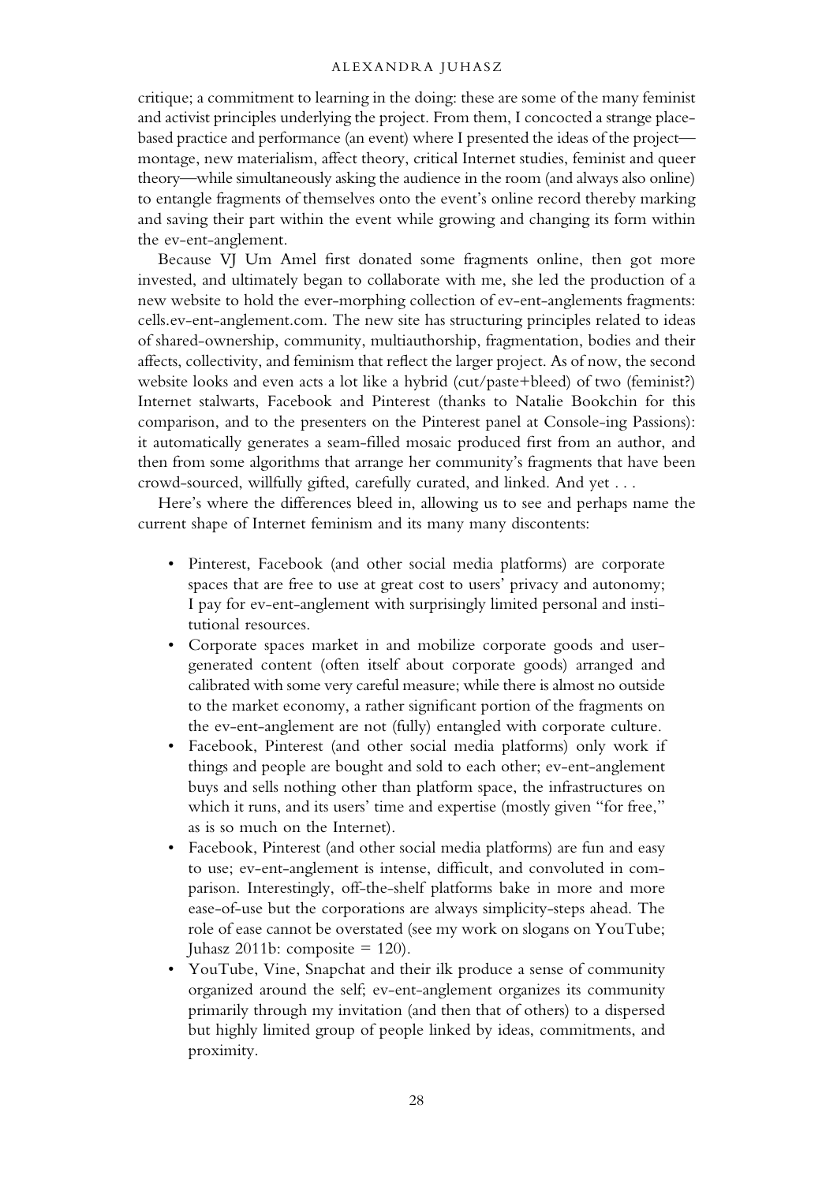critique; a commitment to learning in the doing: these are some of the many feminist and activist principles underlying the project. From them, I concocted a strange place-based practice and performance (an event) where I presented the ideas of the project—montage, new materialism, affect theory, critical Internet studies, feminist and queer theory—while simultaneously asking the audience in the room (and always also online) to entangle fragments of themselves onto the event's online record thereby marking and saving their part within the event while growing and changing its form within the ev-ent-anglement.

Because VJ Um Amel first donated some fragments online, then got more invested, and ultimately began to collaborate with me, she led the production of a new website to hold the ever-morphing collection of ev-ent-anglements fragments: cells.ev-ent-anglement.com. The new site has structuring principles related to ideas of shared-ownership, community, multiauthorship, fragmentation, bodies and their affects, collectivity, and feminism that reflect the larger project. As of now, the second website looks and even acts a lot like a hybrid (cut/paste+bleed) of two (feminist?) Internet stalwarts, Facebook and Pinterest (thanks to Natalie Bookchin for this comparison, and to the presenters on the Pinterest panel at Console-ing Passions): it automatically generates a seam-filled mosaic produced first from an author, and then from some algorithms that arrange her community's fragments that have been crowd-sourced, willfully gifted, carefully curated, and linked. And yet . . .

Here's where the differences bleed in, allowing us to see and perhaps name the current shape of Internet feminism and its many many discontents:

- Pinterest, Facebook (and other social media platforms) are corporate spaces that are free to use at great cost to users' privacy and autonomy; I pay for ev-ent-anglement with surprisingly limited personal and institutional resources.
- Corporate spaces market in and mobilize corporate goods and user-generated content (often itself about corporate goods) arranged and calibrated with some very careful measure; while there is almost no outside to the market economy, a rather significant portion of the fragments on the ev-ent-anglement are not (fully) entangled with corporate culture.
- Facebook, Pinterest (and other social media platforms) only work if things and people are bought and sold to each other; ev-ent-anglement buys and sells nothing other than platform space, the infrastructures on which it runs, and its users' time and expertise (mostly given "for free," as is so much on the Internet).
- Facebook, Pinterest (and other social media platforms) are fun and easy to use; ev-ent-anglement is intense, difficult, and convoluted in comparison. Interestingly, off-the-shelf platforms bake in more and more ease-of-use but the corporations are always simplicity-steps ahead. The role of ease cannot be overstated (see my work on slogans on YouTube; Juhasz 2011b: composite = 120).
- YouTube, Vine, Snapchat and their ilk produce a sense of community organized around the self; ev-ent-anglement organizes its community primarily through my invitation (and then that of others) to a dispersed but highly limited group of people linked by ideas, commitments, and proximity.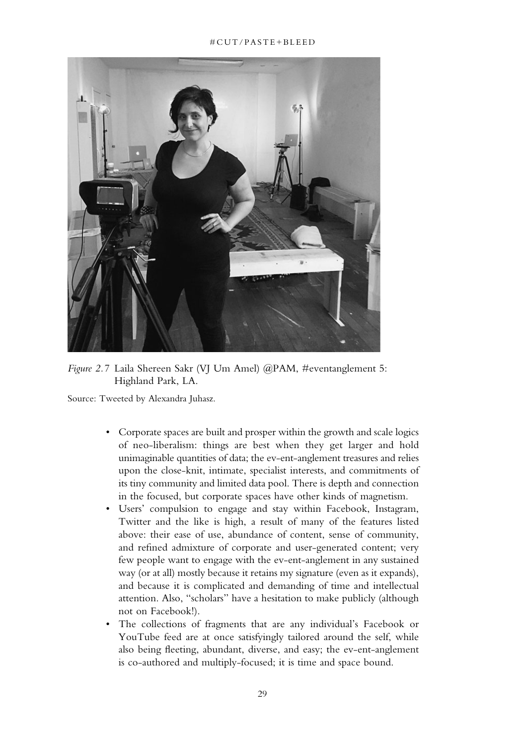*Figure 2.7* Laila Shereen Sakr (VJ Um Amel) @PAM, #eventanglement 5: Highland Park, LA.

Source: Tweeted by Alexandra Juhasz.

- Corporate spaces are built and prosper within the growth and scale logics of neo-liberalism: things are best when they get larger and hold unimaginable quantities of data; the ev-ent-anglement treasures and relies upon the close-knit, intimate, specialist interests, and commitments of its tiny community and limited data pool. There is depth and connection in the focused, but corporate spaces have other kinds of magnetism.
- Users' compulsion to engage and stay within Facebook, Instagram, Twitter and the like is high, a result of many of the features listed above: their ease of use, abundance of content, sense of community, and refined admixture of corporate and user-generated content; very few people want to engage with the ev-ent-anglement in any sustained way (or at all) mostly because it retains my signature (even as it expands), and because it is complicated and demanding of time and intellectual attention. Also, "scholars" have a hesitation to make publicly (although not on Facebook!).
- The collections of fragments that are any individual's Facebook or YouTube feed are at once satisfyingly tailored around the self, while also being fleeting, abundant, diverse, and easy; the ev-ent-anglement is co-authored and multiply-focused; it is time and space bound.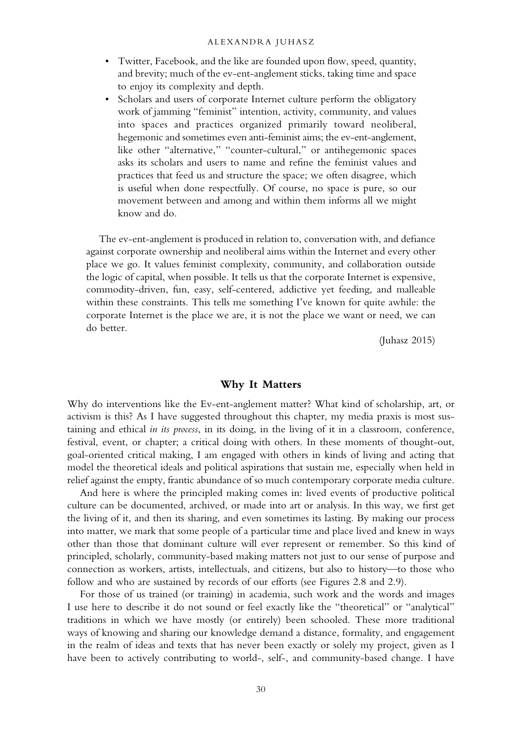- Twitter, Facebook, and the like are founded upon flow, speed, quantity, and brevity; much of the ev-ent-anglement sticks, taking time and space to enjoy its complexity and depth.
- Scholars and users of corporate Internet culture perform the obligatory work of jamming "feminist" intention, activity, community, and values into spaces and practices organized primarily toward neoliberal, hegemonic and sometimes even anti-feminist aims; the ev-ent-anglement, like other "alternative," "counter-cultural," or antihegemonic spaces asks its scholars and users to name and refine the feminist values and practices that feed us and structure the space; we often disagree, which is useful when done respectfully. Of course, no space is pure, so our movement between and among and within them informs all we might know and do.

> The ev-ent-anglement is produced in relation to, conversation with, and defiance against corporate ownership and neoliberal aims within the Internet and every other place we go. It values feminist complexity, community, and collaboration outside the logic of capital, when possible. It tells us that the corporate Internet is expensive, commodity-driven, fun, easy, self-centered, addictive yet feeding, and malleable within these constraints. This tells me something I've known for quite awhile: the corporate Internet is the place we are, it is not the place we want or need, we can do better.
>
> (Juhasz 2015)

## Why It Matters

Why do interventions like the Ev-ent-anglement matter? What kind of scholarship, art, or activism is this? As I have suggested throughout this chapter, my media praxis is most sustaining and ethical *in its process*, in its doing, in the living of it in a classroom, conference, festival, event, or chapter; a critical doing with others. In these moments of thought-out, goal-oriented critical making, I am engaged with others in kinds of living and acting that model the theoretical ideals and political aspirations that sustain me, especially when held in relief against the empty, frantic abundance of so much contemporary corporate media culture.

And here is where the principled making comes in: lived events of productive political culture can be documented, archived, or made into art or analysis. In this way, we first get the living of it, and then its sharing, and even sometimes its lasting. By making our process into matter, we mark that some people of a particular time and place lived and knew in ways other than those that dominant culture will ever represent or remember. So this kind of principled, scholarly, community-based making matters not just to our sense of purpose and connection as workers, artists, intellectuals, and citizens, but also to history—to those who follow and who are sustained by records of our efforts (see Figures 2.8 and 2.9).

For those of us trained (or training) in academia, such work and the words and images I use here to describe it do not sound or feel exactly like the "theoretical" or "analytical" traditions in which we have mostly (or entirely) been schooled. These more traditional ways of knowing and sharing our knowledge demand a distance, formality, and engagement in the realm of ideas and texts that has never been exactly or solely my project, given as I have been to actively contributing to world-, self-, and community-based change. I have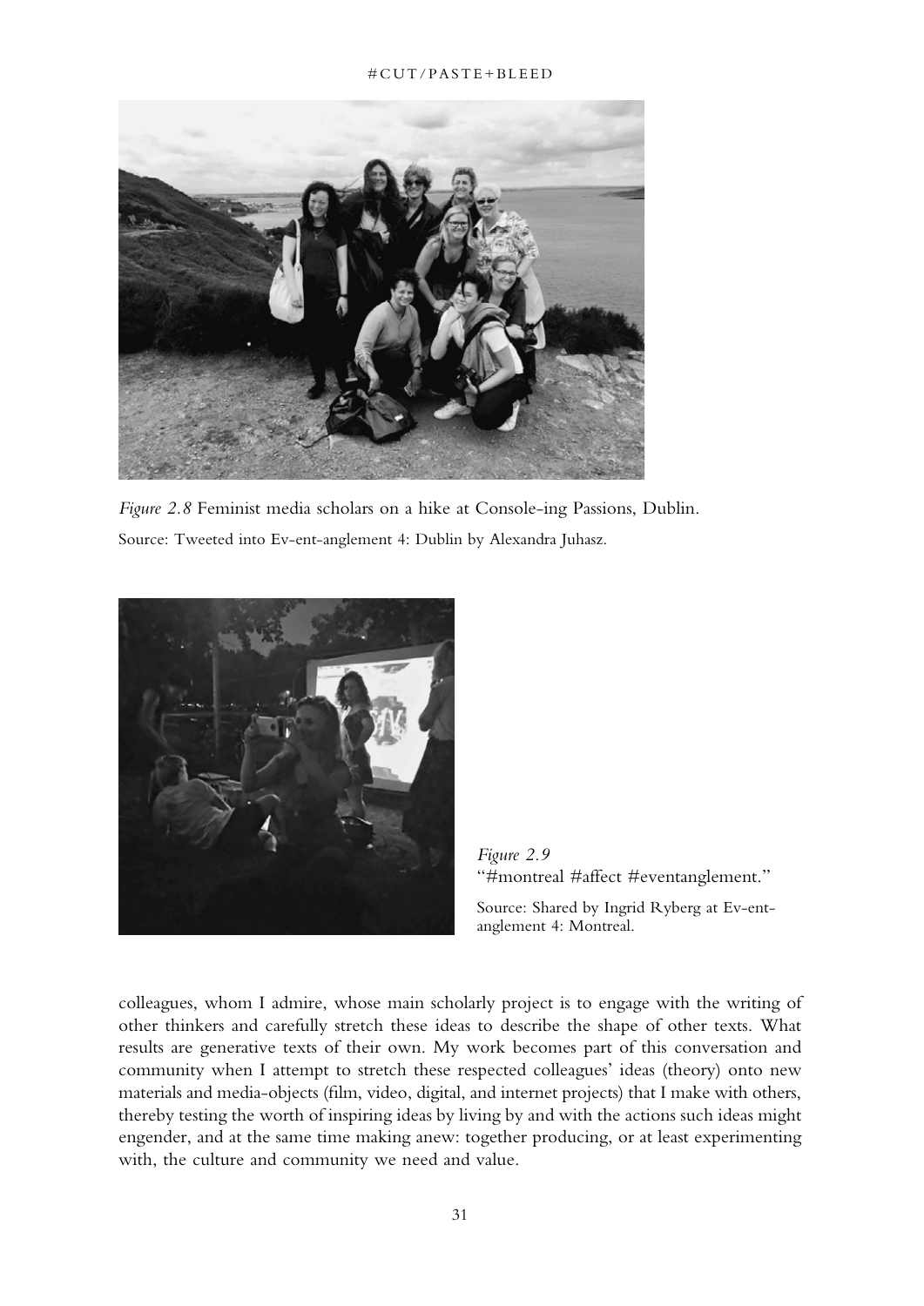*Figure 2.8* Feminist media scholars on a hike at Console-ing Passions, Dublin.

Source: Tweeted into Ev-ent-anglement 4: Dublin by Alexandra Juhasz.

*Figure 2.9*
"#montreal #affect #eventanglement."

Source: Shared by Ingrid Ryberg at Ev-ent-anglement 4: Montreal.

colleagues, whom I admire, whose main scholarly project is to engage with the writing of other thinkers and carefully stretch these ideas to describe the shape of other texts. What results are generative texts of their own. My work becomes part of this conversation and community when I attempt to stretch these respected colleagues' ideas (theory) onto new materials and media-objects (film, video, digital, and internet projects) that I make with others, thereby testing the worth of inspiring ideas by living by and with the actions such ideas might engender, and at the same time making anew: together producing, or at least experimenting with, the culture and community we need and value.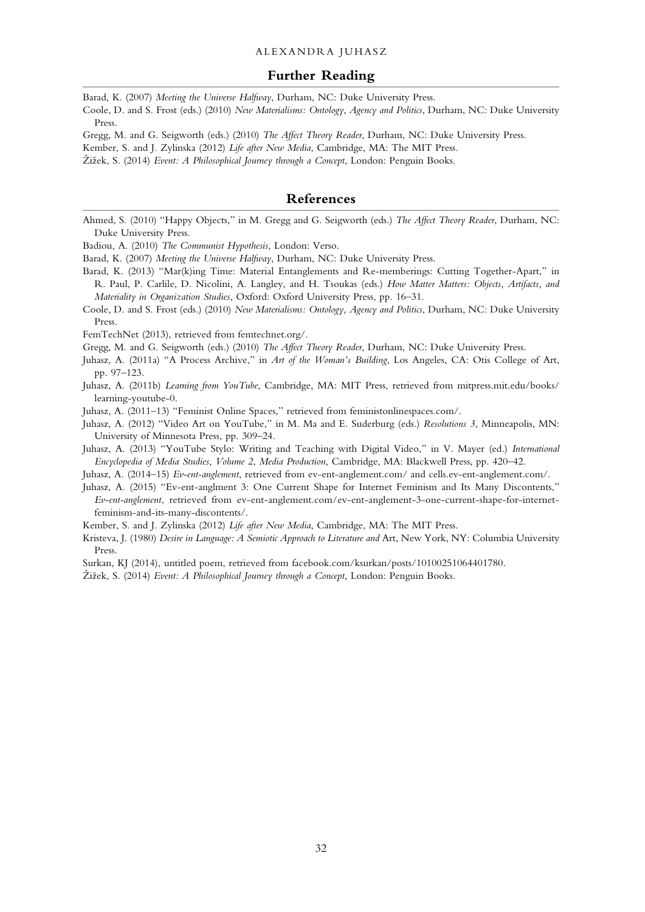## Further Reading

Barad, K. (2007) *Meeting the Universe Halfway*, Durham, NC: Duke University Press.

Coole, D. and S. Frost (eds.) (2010) *New Materialisms: Ontology, Agency and Politics*, Durham, NC: Duke University Press.

Gregg, M. and G. Seigworth (eds.) (2010) *The Affect Theory Reader*, Durham, NC: Duke University Press.

Kember, S. and J. Zylinska (2012) *Life after New Media*, Cambridge, MA: The MIT Press.

Žižek, S. (2014) *Event: A Philosophical Journey through a Concept*, London: Penguin Books.

## References

Ahmed, S. (2010) "Happy Objects," in M. Gregg and G. Seigworth (eds.) *The Affect Theory Reader*, Durham, NC: Duke University Press.

Badiou, A. (2010) *The Communist Hypothesis*, London: Verso.

Barad, K. (2007) *Meeting the Universe Halfway*, Durham, NC: Duke University Press.

Barad, K. (2013) "Mar(k)ing Time: Material Entanglements and Re-memberings: Cutting Together-Apart," in R. Paul, P. Carlile, D. Nicolini, A. Langley, and H. Tsoukas (eds.) *How Matter Matters: Objects, Artifacts, and Materiality in Organization Studies*, Oxford: Oxford University Press, pp. 16–31.

Coole, D. and S. Frost (eds.) (2010) *New Materialisms: Ontology, Agency and Politics*, Durham, NC: Duke University Press.

FemTechNet (2013), retrieved from femtechnet.org/.

Gregg, M. and G. Seigworth (eds.) (2010) *The Affect Theory Reader*, Durham, NC: Duke University Press.

Juhasz, A. (2011a) "A Process Archive," in *Art of the Woman's Building*, Los Angeles, CA: Otis College of Art, pp. 97–123.

Juhasz, A. (2011b) *Learning from YouTube*, Cambridge, MA: MIT Press, retrieved from mitpress.mit.edu/books/learning-youtube-0.

Juhasz, A. (2011–13) "Feminist Online Spaces," retrieved from feministonlinespaces.com/.

Juhasz, A. (2012) "Video Art on YouTube," in M. Ma and E. Suderburg (eds.) *Resolutions 3*, Minneapolis, MN: University of Minnesota Press, pp. 309–24.

Juhasz, A. (2013) "YouTube Stylo: Writing and Teaching with Digital Video," in V. Mayer (ed.) *International Encyclopedia of Media Studies*, *Volume 2*, *Media Production*, Cambridge, MA: Blackwell Press, pp. 420–42.

Juhasz, A. (2014–15) *Ev-ent-anglement*, retrieved from ev-ent-anglement.com/ and cells.ev-ent-anglement.com/.

Juhasz, A. (2015) "Ev-ent-anglment 3: One Current Shape for Internet Feminism and Its Many Discontents," *Ev-ent-anglement*, retrieved from ev-ent-anglement.com/ev-ent-anglement-3-one-current-shape-for-internet-feminism-and-its-many-discontents/.

Kember, S. and J. Zylinska (2012) *Life after New Media*, Cambridge, MA: The MIT Press.

Kristeva, J. (1980) *Desire in Language: A Semiotic Approach to Literature and* Art, New York, NY: Columbia University Press.

Surkan, KJ (2014), untitled poem, retrieved from facebook.com/ksurkan/posts/10100251064401780.

Žižek, S. (2014) *Event: A Philosophical Journey through a Concept*, London: Penguin Books.